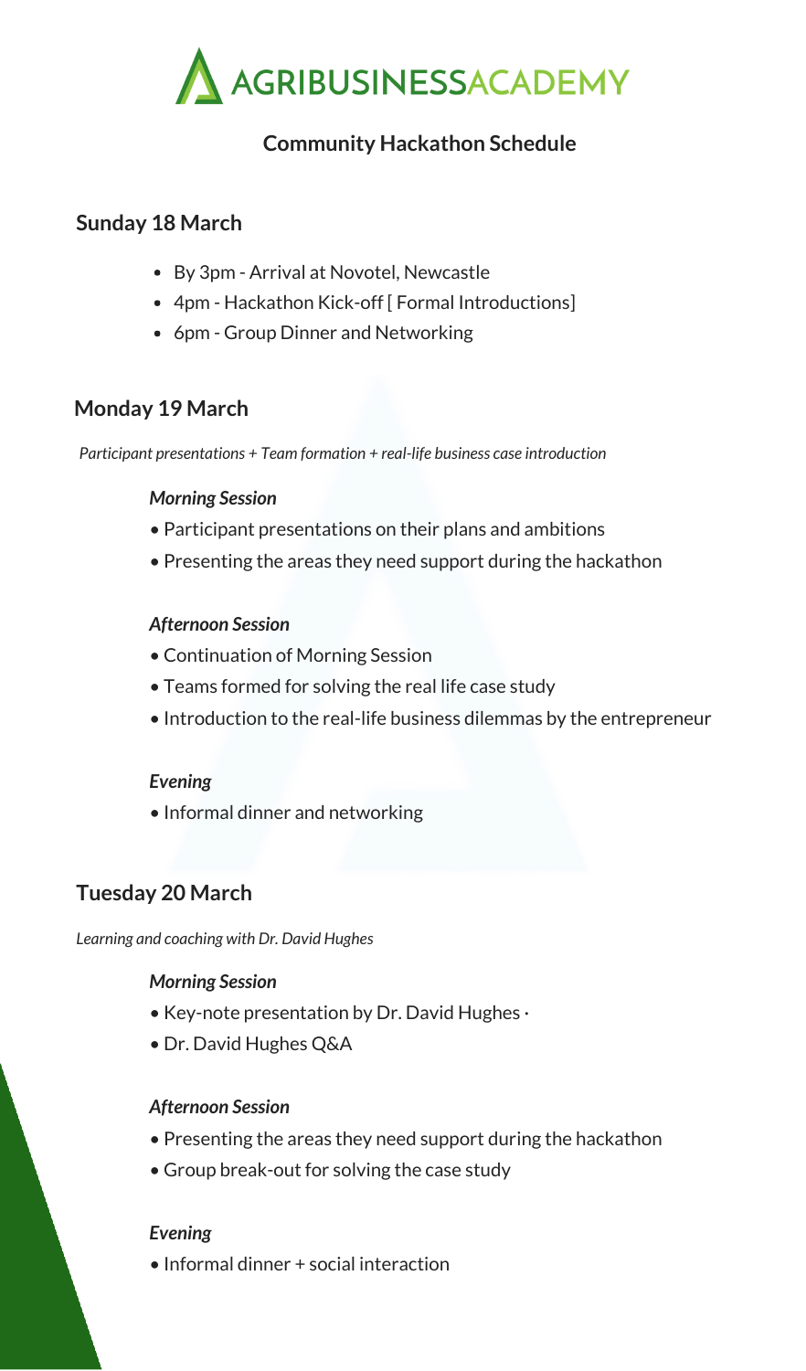# AGRIBUSINESSACADEMY

## Community Hackathon Schedule

### Sunday 18 March

- By 3pm - Arrival at Novotel, Newcastle
- 4pm - Hackathon Kick-off [ Formal Introductions]
- 6pm - Group Dinner and Networking

### Monday 19 March

*Participant presentations + Team formation + real-life business case introduction*

***Morning Session***

- Participant presentations on their plans and ambitions
- Presenting the areas they need support during the hackathon

***Afternoon Session***

- Continuation of Morning Session
- Teams formed for solving the real life case study
- Introduction to the real-life business dilemmas by the entrepreneur

***Evening***

- Informal dinner and networking

### Tuesday 20 March

*Learning and coaching with Dr. David Hughes*

***Morning Session***

- Key-note presentation by Dr. David Hughes ·
- Dr. David Hughes Q&A

***Afternoon Session***

- Presenting the areas they need support during the hackathon
- Group break-out for solving the case study

***Evening***

- Informal dinner + social interaction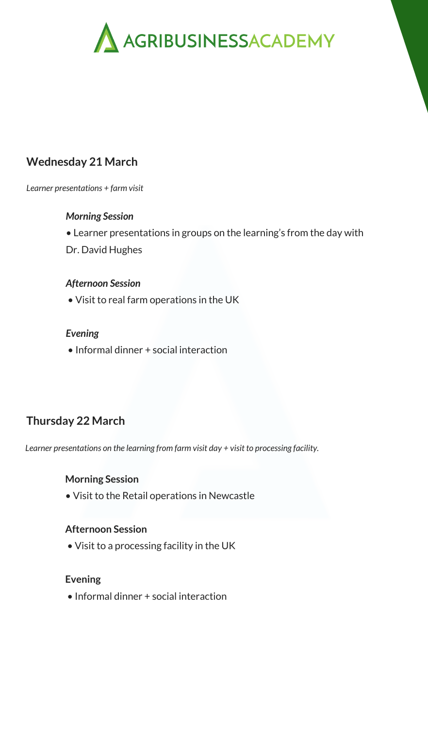# AGRIBUSINESSACADEMY

## Wednesday 21 March

*Learner presentations + farm visit*

***Morning Session***

- Learner presentations in groups on the learning's from the day with Dr. David Hughes

***Afternoon Session***

- Visit to real farm operations in the UK

***Evening***

- Informal dinner + social interaction

## Thursday 22 March

*Learner presentations on the learning from farm visit day + visit to processing facility.*

**Morning Session**

- Visit to the Retail operations in Newcastle

**Afternoon Session**

- Visit to a processing facility in the UK

**Evening**

- Informal dinner + social interaction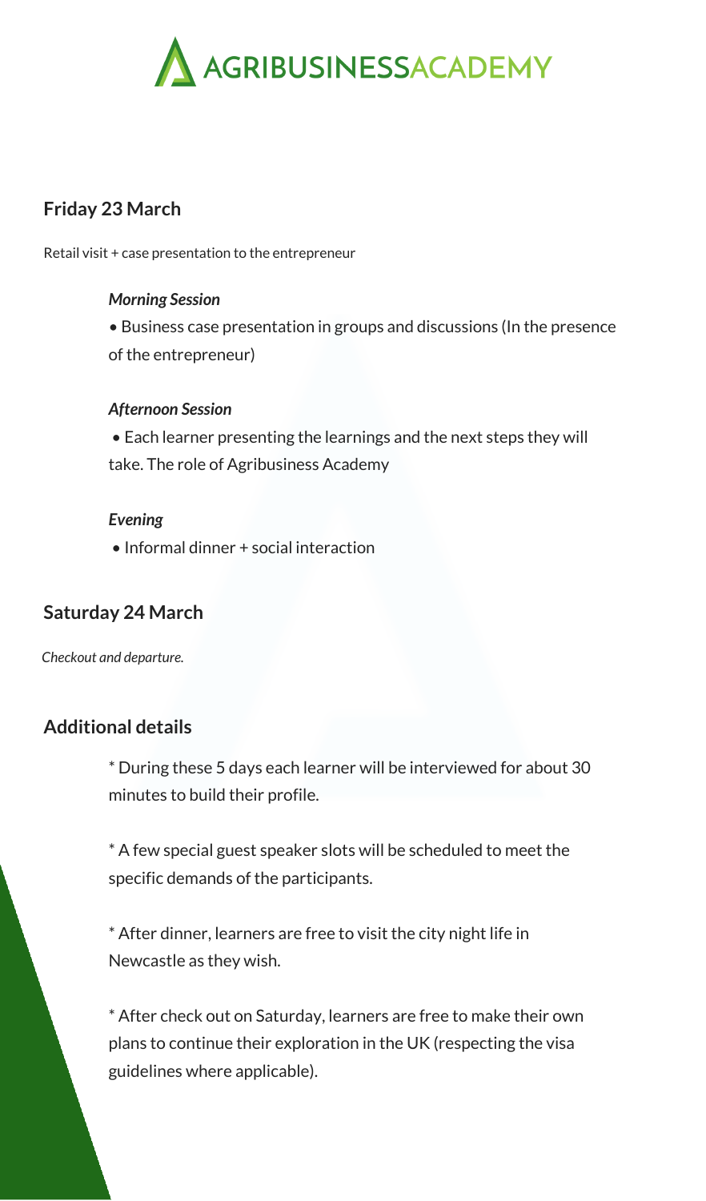AGRIBUSINESSACADEMY

## Friday 23 March

Retail visit + case presentation to the entrepreneur

*Morning Session*

- Business case presentation in groups and discussions (In the presence of the entrepreneur)

*Afternoon Session*

- Each learner presenting the learnings and the next steps they will take. The role of Agribusiness Academy

*Evening*

- Informal dinner + social interaction

## Saturday 24 March

*Checkout and departure.*

## Additional details

* During these 5 days each learner will be interviewed for about 30 minutes to build their profile.

* A few special guest speaker slots will be scheduled to meet the specific demands of the participants.

* After dinner, learners are free to visit the city night life in Newcastle as they wish.

* After check out on Saturday, learners are free to make their own plans to continue their exploration in the UK (respecting the visa guidelines where applicable).